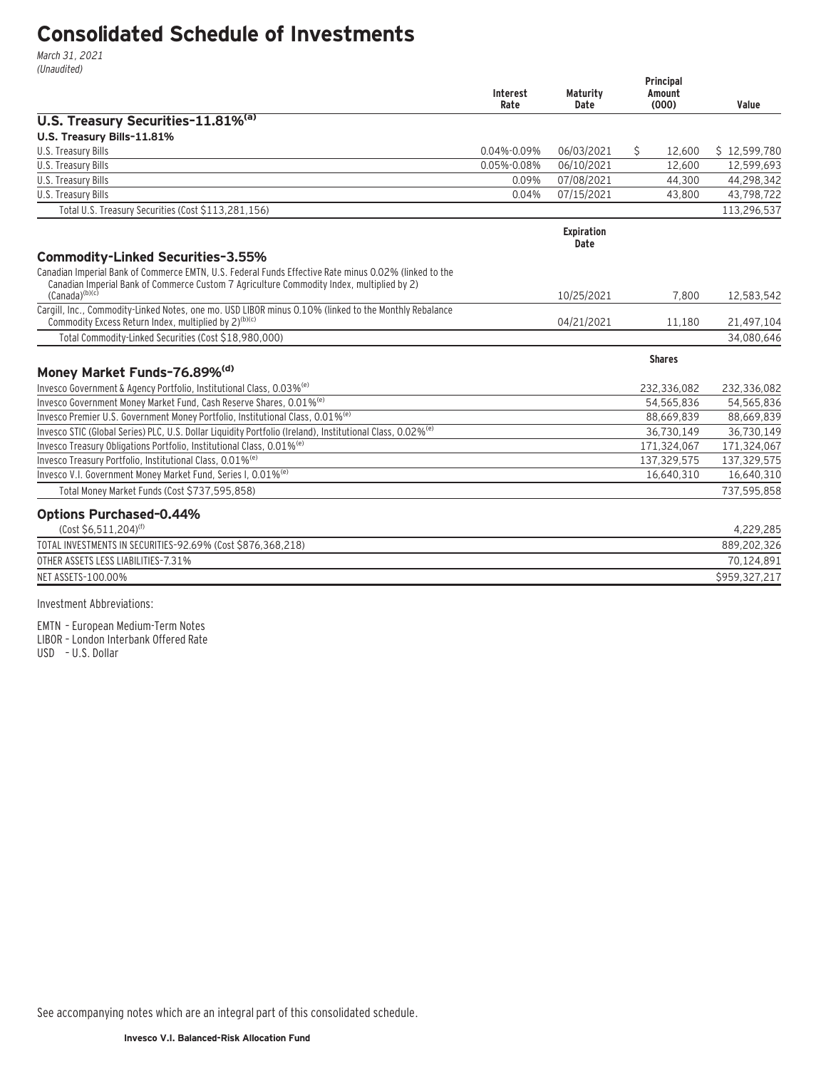# Consolidated Schedule of Investments

*March 31, 2021*
*(Unaudited)*

| | Interest Rate | Maturity Date | Principal Amount (000) | Value |
|---|---|---|---|---|
| **U.S. Treasury Securities-11.81%[(a)]** | | | | |
| **U.S. Treasury Bills-11.81%** | | | | |
| U.S. Treasury Bills | 0.04%-0.09% | 06/03/2021 | $ 12,600 | $ 12,599,780 |
| U.S. Treasury Bills | 0.05%-0.08% | 06/10/2021 | 12,600 | 12,599,693 |
| U.S. Treasury Bills | 0.09% | 07/08/2021 | 44,300 | 44,298,342 |
| U.S. Treasury Bills | 0.04% | 07/15/2021 | 43,800 | 43,798,722 |
| Total U.S. Treasury Securities (Cost $113,281,156) | | | | 113,296,537 |
| | | **Expiration Date** | | |
| **Commodity-Linked Securities-3.55%** | | | | |
| Canadian Imperial Bank of Commerce EMTN, U.S. Federal Funds Effective Rate minus 0.02% (linked to the Canadian Imperial Bank of Commerce Custom 7 Agriculture Commodity Index, multiplied by 2) (Canada)[(b)(c)] | | 10/25/2021 | 7,800 | 12,583,542 |
| Cargill, Inc., Commodity-Linked Notes, one mo. USD LIBOR minus 0.10% (linked to the Monthly Rebalance Commodity Excess Return Index, multiplied by 2)[(b)(c)] | | 04/21/2021 | 11,180 | 21,497,104 |
| Total Commodity-Linked Securities (Cost $18,980,000) | | | | 34,080,646 |
| | | | **Shares** | |
| **Money Market Funds-76.89%[(d)]** | | | | |
| Invesco Government & Agency Portfolio, Institutional Class, 0.03%[(e)] | | | 232,336,082 | 232,336,082 |
| Invesco Government Money Market Fund, Cash Reserve Shares, 0.01%[(e)] | | | 54,565,836 | 54,565,836 |
| Invesco Premier U.S. Government Money Portfolio, Institutional Class, 0.01%[(e)] | | | 88,669,839 | 88,669,839 |
| Invesco STIC (Global Series) PLC, U.S. Dollar Liquidity Portfolio (Ireland), Institutional Class, 0.02%[(e)] | | | 36,730,149 | 36,730,149 |
| Invesco Treasury Obligations Portfolio, Institutional Class, 0.01%[(e)] | | | 171,324,067 | 171,324,067 |
| Invesco Treasury Portfolio, Institutional Class, 0.01%[(e)] | | | 137,329,575 | 137,329,575 |
| Invesco V.I. Government Money Market Fund, Series I, 0.01%[(e)] | | | 16,640,310 | 16,640,310 |
| Total Money Market Funds (Cost $737,595,858) | | | | 737,595,858 |
| **Options Purchased-0.44%** | | | | |
| (Cost $6,511,204)[(f)] | | | | 4,229,285 |
| TOTAL INVESTMENTS IN SECURITIES-92.69% (Cost $876,368,218) | | | | 889,202,326 |
| OTHER ASSETS LESS LIABILITIES-7.31% | | | | 70,124,891 |
| NET ASSETS-100.00% | | | | $959,327,217 |

Investment Abbreviations:

EMTN – European Medium-Term Notes
LIBOR – London Interbank Offered Rate
USD – U.S. Dollar

See accompanying notes which are an integral part of this consolidated schedule.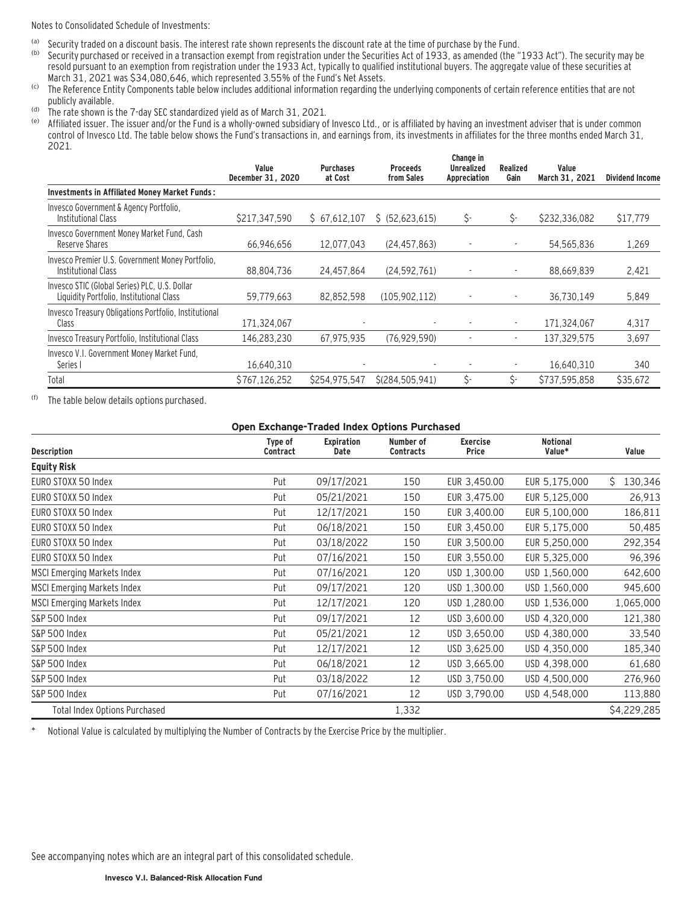Notes to Consolidated Schedule of Investments:

(a) Security traded on a discount basis. The interest rate shown represents the discount rate at the time of purchase by the Fund.

(b) Security purchased or received in a transaction exempt from registration under the Securities Act of 1933, as amended (the "1933 Act"). The security may be resold pursuant to an exemption from registration under the 1933 Act, typically to qualified institutional buyers. The aggregate value of these securities at March 31, 2021 was $34,080,646, which represented 3.55% of the Fund's Net Assets.

(c) The Reference Entity Components table below includes additional information regarding the underlying components of certain reference entities that are not publicly available.

(d) The rate shown is the 7-day SEC standardized yield as of March 31, 2021.

(e) Affiliated issuer. The issuer and/or the Fund is a wholly-owned subsidiary of Invesco Ltd., or is affiliated by having an investment adviser that is under common control of Invesco Ltd. The table below shows the Fund's transactions in, and earnings from, its investments in affiliates for the three months ended March 31, 2021.

| | Value December 31, 2020 | Purchases at Cost | Proceeds from Sales | Change in Unrealized Appreciation | Realized Gain | Value March 31, 2021 | Dividend Income |
|---|---|---|---|---|---|---|---|
| **Investments in Affiliated Money Market Funds:** | | | | | | | |
| Invesco Government & Agency Portfolio, Institutional Class | $217,347,590 | $ 67,612,107 | $ (52,623,615) | $- | $- | $232,336,082 | $17,779 |
| Invesco Government Money Market Fund, Cash Reserve Shares | 66,946,656 | 12,077,043 | (24,457,863) | - | - | 54,565,836 | 1,269 |
| Invesco Premier U.S. Government Money Portfolio, Institutional Class | 88,804,736 | 24,457,864 | (24,592,761) | - | - | 88,669,839 | 2,421 |
| Invesco STIC (Global Series) PLC, U.S. Dollar Liquidity Portfolio, Institutional Class | 59,779,663 | 82,852,598 | (105,902,112) | - | - | 36,730,149 | 5,849 |
| Invesco Treasury Obligations Portfolio, Institutional Class | 171,324,067 | - | - | - | - | 171,324,067 | 4,317 |
| Invesco Treasury Portfolio, Institutional Class | 146,283,230 | 67,975,935 | (76,929,590) | - | - | 137,329,575 | 3,697 |
| Invesco V.I. Government Money Market Fund, Series I | 16,640,310 | - | - | - | - | 16,640,310 | 340 |
| Total | $767,126,252 | $254,975,547 | $(284,505,941) | $- | $- | $737,595,858 | $35,672 |

(f) The table below details options purchased.

**Open Exchange-Traded Index Options Purchased**

| Description | Type of Contract | Expiration Date | Number of Contracts | Exercise Price | Notional Value* | Value |
|---|---|---|---|---|---|---|
| **Equity Risk** | | | | | | |
| EURO STOXX 50 Index | Put | 09/17/2021 | 150 | EUR 3,450.00 | EUR 5,175,000 | $ 130,346 |
| EURO STOXX 50 Index | Put | 05/21/2021 | 150 | EUR 3,475.00 | EUR 5,125,000 | 26,913 |
| EURO STOXX 50 Index | Put | 12/17/2021 | 150 | EUR 3,400.00 | EUR 5,100,000 | 186,811 |
| EURO STOXX 50 Index | Put | 06/18/2021 | 150 | EUR 3,450.00 | EUR 5,175,000 | 50,485 |
| EURO STOXX 50 Index | Put | 03/18/2022 | 150 | EUR 3,500.00 | EUR 5,250,000 | 292,354 |
| EURO STOXX 50 Index | Put | 07/16/2021 | 150 | EUR 3,550.00 | EUR 5,325,000 | 96,396 |
| MSCI Emerging Markets Index | Put | 07/16/2021 | 120 | USD 1,300.00 | USD 1,560,000 | 642,600 |
| MSCI Emerging Markets Index | Put | 09/17/2021 | 120 | USD 1,300.00 | USD 1,560,000 | 945,600 |
| MSCI Emerging Markets Index | Put | 12/17/2021 | 120 | USD 1,280.00 | USD 1,536,000 | 1,065,000 |
| S&P 500 Index | Put | 09/17/2021 | 12 | USD 3,600.00 | USD 4,320,000 | 121,380 |
| S&P 500 Index | Put | 05/21/2021 | 12 | USD 3,650.00 | USD 4,380,000 | 33,540 |
| S&P 500 Index | Put | 12/17/2021 | 12 | USD 3,625.00 | USD 4,350,000 | 185,340 |
| S&P 500 Index | Put | 06/18/2021 | 12 | USD 3,665.00 | USD 4,398,000 | 61,680 |
| S&P 500 Index | Put | 03/18/2022 | 12 | USD 3,750.00 | USD 4,500,000 | 276,960 |
| S&P 500 Index | Put | 07/16/2021 | 12 | USD 3,790.00 | USD 4,548,000 | 113,880 |
| Total Index Options Purchased | | | 1,332 | | | $4,229,285 |

\* Notional Value is calculated by multiplying the Number of Contracts by the Exercise Price by the multiplier.

See accompanying notes which are an integral part of this consolidated schedule.

**Invesco V.I. Balanced-Risk Allocation Fund**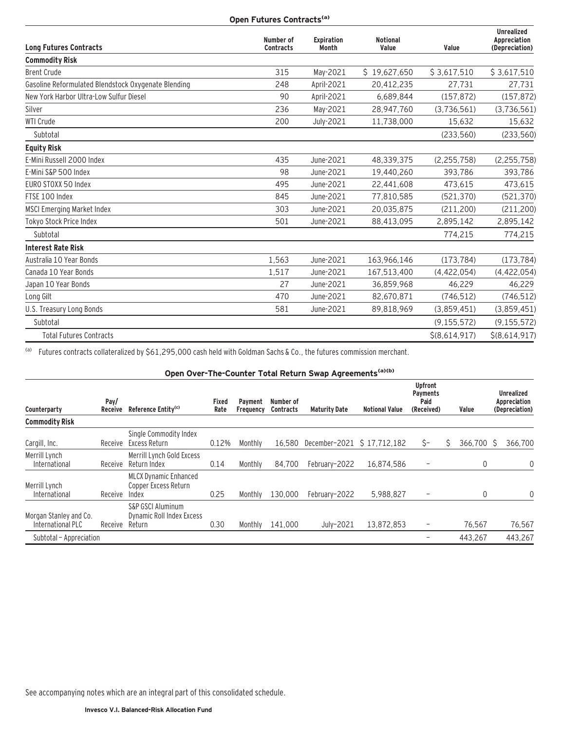## Open Futures Contracts[a]

| Long Futures Contracts | Number of Contracts | Expiration Month | Notional Value | Value | Unrealized Appreciation (Depreciation) |
|---|---|---|---|---|---|
| **Commodity Risk** | | | | | |
| Brent Crude | 315 | May-2021 | $ 19,627,650 | $ 3,617,510 | $ 3,617,510 |
| Gasoline Reformulated Blendstock Oxygenate Blending | 248 | April-2021 | 20,412,235 | 27,731 | 27,731 |
| New York Harbor Ultra-Low Sulfur Diesel | 90 | April-2021 | 6,689,844 | (157,872) | (157,872) |
| Silver | 236 | May-2021 | 28,947,760 | (3,736,561) | (3,736,561) |
| WTI Crude | 200 | July-2021 | 11,738,000 | 15,632 | 15,632 |
| Subtotal | | | | (233,560) | (233,560) |
| **Equity Risk** | | | | | |
| E-Mini Russell 2000 Index | 435 | June-2021 | 48,339,375 | (2,255,758) | (2,255,758) |
| E-Mini S&P 500 Index | 98 | June-2021 | 19,440,260 | 393,786 | 393,786 |
| EURO STOXX 50 Index | 495 | June-2021 | 22,441,608 | 473,615 | 473,615 |
| FTSE 100 Index | 845 | June-2021 | 77,810,585 | (521,370) | (521,370) |
| MSCI Emerging Market Index | 303 | June-2021 | 20,035,875 | (211,200) | (211,200) |
| Tokyo Stock Price Index | 501 | June-2021 | 88,413,095 | 2,895,142 | 2,895,142 |
| Subtotal | | | | 774,215 | 774,215 |
| **Interest Rate Risk** | | | | | |
| Australia 10 Year Bonds | 1,563 | June-2021 | 163,966,146 | (173,784) | (173,784) |
| Canada 10 Year Bonds | 1,517 | June-2021 | 167,513,400 | (4,422,054) | (4,422,054) |
| Japan 10 Year Bonds | 27 | June-2021 | 36,859,968 | 46,229 | 46,229 |
| Long Gilt | 470 | June-2021 | 82,670,871 | (746,512) | (746,512) |
| U.S. Treasury Long Bonds | 581 | June-2021 | 89,818,969 | (3,859,451) | (3,859,451) |
| Subtotal | | | | (9,155,572) | (9,155,572) |
| Total Futures Contracts | | | | $(8,614,917) | $(8,614,917) |

[a] Futures contracts collateralized by $61,295,000 cash held with Goldman Sachs & Co., the futures commission merchant.

## Open Over-The-Counter Total Return Swap Agreements[a][b]

| Counterparty | Pay/ Receive | Reference Entity[c] | Fixed Rate | Payment Frequency | Number of Contracts | Maturity Date | Notional Value | Upfront Payments Paid (Received) | Value | Unrealized Appreciation (Depreciation) |
|---|---|---|---|---|---|---|---|---|---|---|
| **Commodity Risk** | | | | | | | | | | |
| Cargill, Inc. | Receive | Single Commodity Index Excess Return | 0.12% | Monthly | 16,580 | December–2021 | $ 17,712,182 | $– | $ 366,700 | $ 366,700 |
| Merrill Lynch International | Receive | Merrill Lynch Gold Excess Return Index | 0.14 | Monthly | 84,700 | February–2022 | 16,874,586 | – | 0 | 0 |
| Merrill Lynch International | Receive | MLCX Dynamic Enhanced Copper Excess Return Index | 0.25 | Monthly | 130,000 | February–2022 | 5,988,827 | – | 0 | 0 |
| Morgan Stanley and Co. International PLC | Receive | S&P GSCI Aluminum Dynamic Roll Index Excess Return | 0.30 | Monthly | 141,000 | July–2021 | 13,872,853 | – | 76,567 | 76,567 |
| Subtotal – Appreciation | | | | | | | | – | 443,267 | 443,267 |

See accompanying notes which are an integral part of this consolidated schedule.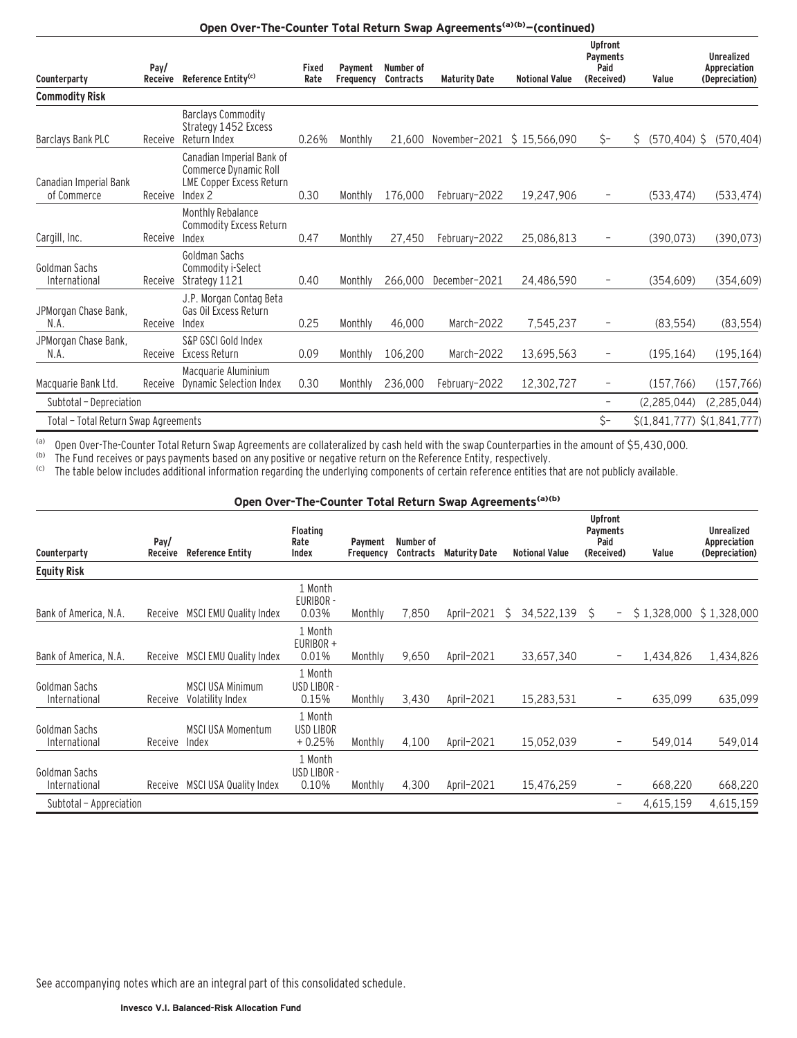### Open Over-The-Counter Total Return Swap Agreements(a)(b)—(continued)

| Counterparty | Pay/ Receive | Reference Entity(c) | Fixed Rate | Payment Frequency | Number of Contracts | Maturity Date | Notional Value | Upfront Payments Paid (Received) | Value | Unrealized Appreciation (Depreciation) |
|---|---|---|---|---|---|---|---|---|---|---|
| **Commodity Risk** | | | | | | | | | | |
| Barclays Bank PLC | Receive | Barclays Commodity Strategy 1452 Excess Return Index | 0.26% | Monthly | 21,600 | November—2021 | $ 15,566,090 | $— | $ (570,404) | $ (570,404) |
| Canadian Imperial Bank of Commerce | Receive | Canadian Imperial Bank of Commerce Dynamic Roll LME Copper Excess Return Index 2 | 0.30 | Monthly | 176,000 | February—2022 | 19,247,906 | — | (533,474) | (533,474) |
| Cargill, Inc. | Receive | Monthly Rebalance Commodity Excess Return Index | 0.47 | Monthly | 27,450 | February—2022 | 25,086,813 | — | (390,073) | (390,073) |
| Goldman Sachs International | Receive | Goldman Sachs Commodity i-Select Strategy 1121 | 0.40 | Monthly | 266,000 | December—2021 | 24,486,590 | — | (354,609) | (354,609) |
| JPMorgan Chase Bank, N.A. | Receive | J.P. Morgan Contag Beta Gas Oil Excess Return Index | 0.25 | Monthly | 46,000 | March—2022 | 7,545,237 | — | (83,554) | (83,554) |
| JPMorgan Chase Bank, N.A. | Receive | S&P GSCI Gold Index Excess Return | 0.09 | Monthly | 106,200 | March—2022 | 13,695,563 | — | (195,164) | (195,164) |
| Macquarie Bank Ltd. | Receive | Macquarie Aluminium Dynamic Selection Index | 0.30 | Monthly | 236,000 | February—2022 | 12,302,727 | — | (157,766) | (157,766) |
| Subtotal — Depreciation | | | | | | | | — | (2,285,044) | (2,285,044) |
| Total — Total Return Swap Agreements | | | | | | | | $— | $(1,841,777) | $(1,841,777) |

(a) Open Over-The-Counter Total Return Swap Agreements are collateralized by cash held with the swap Counterparties in the amount of $5,430,000.
(b) The Fund receives or pays payments based on any positive or negative return on the Reference Entity, respectively.
(c) The table below includes additional information regarding the underlying components of certain reference entities that are not publicly available.

### Open Over-The-Counter Total Return Swap Agreements(a)(b)

| Counterparty | Pay/ Receive | Reference Entity | Floating Rate Index | Payment Frequency | Number of Contracts | Maturity Date | Notional Value | Upfront Payments Paid (Received) | Value | Unrealized Appreciation (Depreciation) |
|---|---|---|---|---|---|---|---|---|---|---|
| **Equity Risk** | | | | | | | | | | |
| Bank of America, N.A. | Receive | MSCI EMU Quality Index | 1 Month EURIBOR - 0.03% | Monthly | 7,850 | April—2021 | $ 34,522,139 | $ — | $ 1,328,000 | $ 1,328,000 |
| Bank of America, N.A. | Receive | MSCI EMU Quality Index | 1 Month EURIBOR + 0.01% | Monthly | 9,650 | April—2021 | 33,657,340 | — | 1,434,826 | 1,434,826 |
| Goldman Sachs International | Receive | MSCI USA Minimum Volatility Index | 1 Month USD LIBOR - 0.15% | Monthly | 3,430 | April—2021 | 15,283,531 | — | 635,099 | 635,099 |
| Goldman Sachs International | Receive | MSCI USA Momentum Index | 1 Month USD LIBOR + 0.25% | Monthly | 4,100 | April—2021 | 15,052,039 | — | 549,014 | 549,014 |
| Goldman Sachs International | Receive | MSCI USA Quality Index | 1 Month USD LIBOR - 0.10% | Monthly | 4,300 | April—2021 | 15,476,259 | — | 668,220 | 668,220 |
| Subtotal — Appreciation | | | | | | | | — | 4,615,159 | 4,615,159 |

See accompanying notes which are an integral part of this consolidated schedule.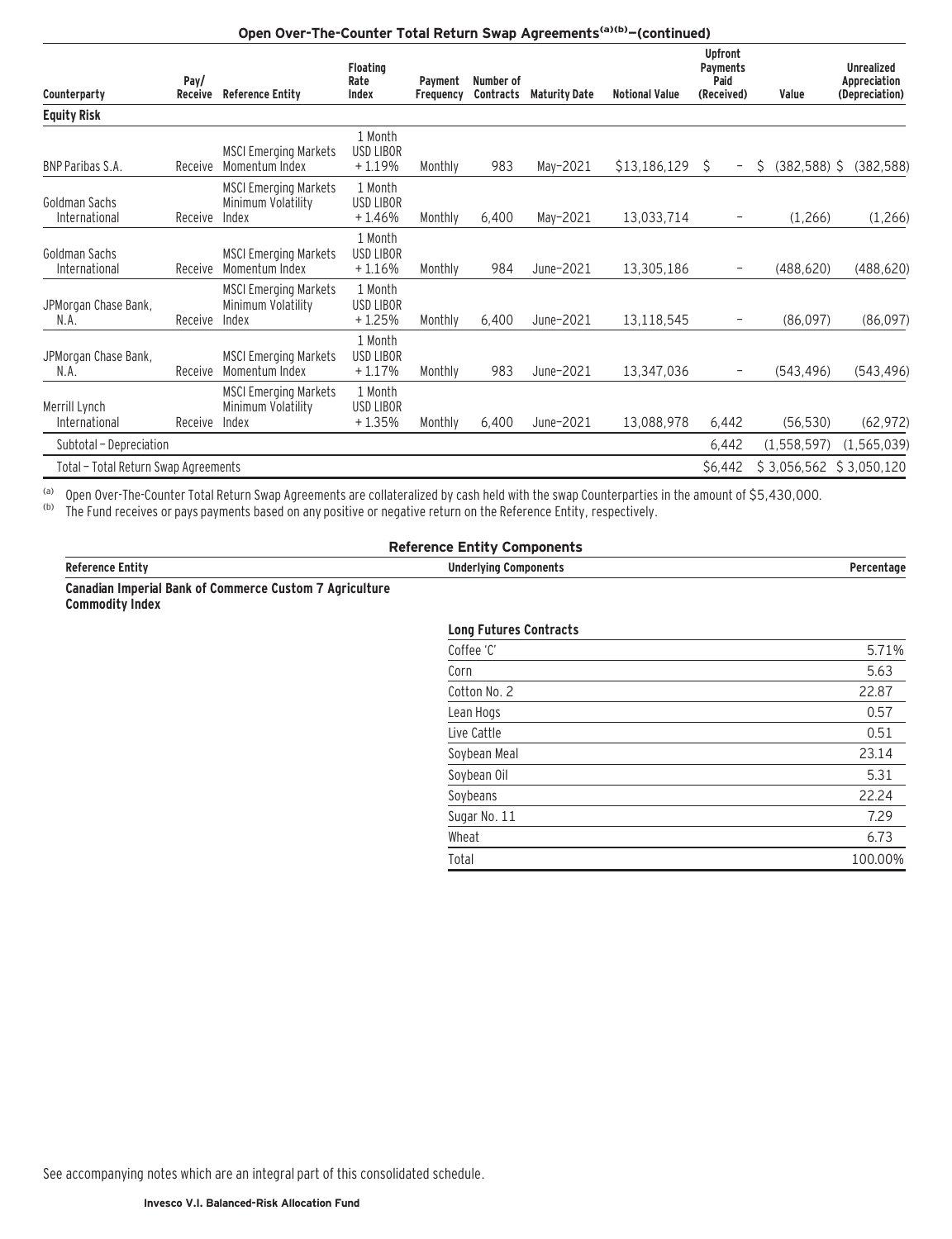## Open Over-The-Counter Total Return Swap Agreements[(a)(b)]—(continued)

| Counterparty | Pay/ Receive | Reference Entity | Floating Rate Index | Payment Frequency | Number of Contracts | Maturity Date | Notional Value | Upfront Payments Paid (Received) | Value | Unrealized Appreciation (Depreciation) |
|---|---|---|---|---|---|---|---|---|---|---|
| **Equity Risk** | | | | | | | | | | |
| BNP Paribas S.A. | Receive | MSCI Emerging Markets Momentum Index | 1 Month USD LIBOR + 1.19% | Monthly | 983 | May-2021 | $13,186,129 | $ – | $ (382,588) | $ (382,588) |
| Goldman Sachs International | Receive | MSCI Emerging Markets Minimum Volatility Index | 1 Month USD LIBOR + 1.46% | Monthly | 6,400 | May-2021 | 13,033,714 | – | (1,266) | (1,266) |
| Goldman Sachs International | Receive | MSCI Emerging Markets Momentum Index | 1 Month USD LIBOR + 1.16% | Monthly | 984 | June-2021 | 13,305,186 | – | (488,620) | (488,620) |
| JPMorgan Chase Bank, N.A. | Receive | MSCI Emerging Markets Minimum Volatility Index | 1 Month USD LIBOR + 1.25% | Monthly | 6,400 | June-2021 | 13,118,545 | – | (86,097) | (86,097) |
| JPMorgan Chase Bank, N.A. | Receive | MSCI Emerging Markets Momentum Index | 1 Month USD LIBOR + 1.17% | Monthly | 983 | June-2021 | 13,347,036 | – | (543,496) | (543,496) |
| Merrill Lynch International | Receive | MSCI Emerging Markets Minimum Volatility Index | 1 Month USD LIBOR + 1.35% | Monthly | 6,400 | June-2021 | 13,088,978 | 6,442 | (56,530) | (62,972) |
| Subtotal – Depreciation | | | | | | | | 6,442 | (1,558,597) | (1,565,039) |
| Total – Total Return Swap Agreements | | | | | | | | $6,442 | $ 3,056,562 | $ 3,050,120 |

(a) Open Over-The-Counter Total Return Swap Agreements are collateralized by cash held with the swap Counterparties in the amount of $5,430,000.

(b) The Fund receives or pays payments based on any positive or negative return on the Reference Entity, respectively.

## Reference Entity Components

| Reference Entity | Underlying Components | Percentage |
|---|---|---|
| **Canadian Imperial Bank of Commerce Custom 7 Agriculture Commodity Index** | | |
| | **Long Futures Contracts** | |
| | Coffee 'C' | 5.71% |
| | Corn | 5.63 |
| | Cotton No. 2 | 22.87 |
| | Lean Hogs | 0.57 |
| | Live Cattle | 0.51 |
| | Soybean Meal | 23.14 |
| | Soybean Oil | 5.31 |
| | Soybeans | 22.24 |
| | Sugar No. 11 | 7.29 |
| | Wheat | 6.73 |
| | Total | 100.00% |

See accompanying notes which are an integral part of this consolidated schedule.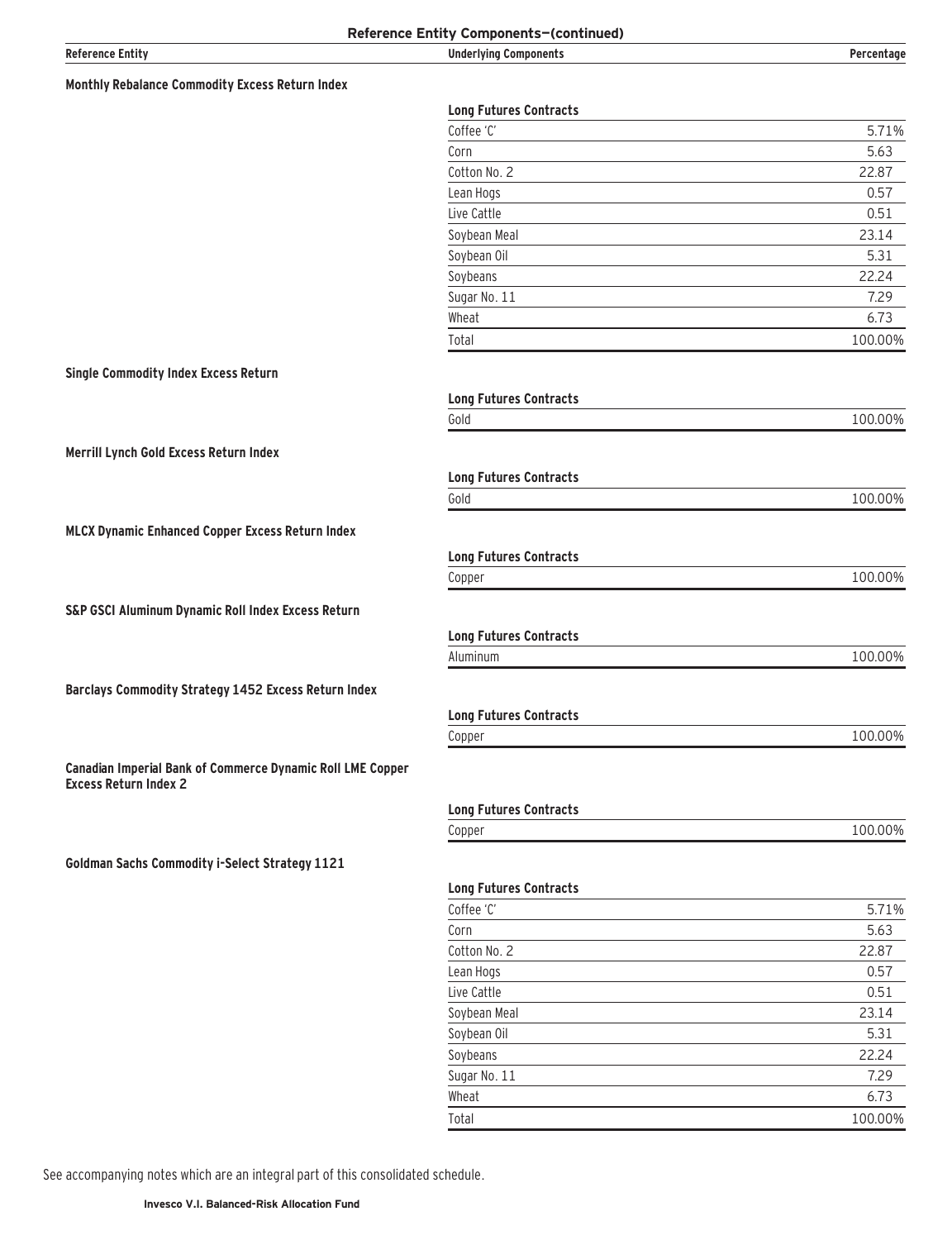**Reference Entity Components—(continued)**

| Reference Entity | Underlying Components | Percentage |
|---|---|---|
| **Monthly Rebalance Commodity Excess Return Index** | | |
| | **Long Futures Contracts** | |
| | Coffee 'C' | 5.71% |
| | Corn | 5.63 |
| | Cotton No. 2 | 22.87 |
| | Lean Hogs | 0.57 |
| | Live Cattle | 0.51 |
| | Soybean Meal | 23.14 |
| | Soybean Oil | 5.31 |
| | Soybeans | 22.24 |
| | Sugar No. 11 | 7.29 |
| | Wheat | 6.73 |
| | Total | 100.00% |
| **Single Commodity Index Excess Return** | | |
| | **Long Futures Contracts** | |
| | Gold | 100.00% |
| **Merrill Lynch Gold Excess Return Index** | | |
| | **Long Futures Contracts** | |
| | Gold | 100.00% |
| **MLCX Dynamic Enhanced Copper Excess Return Index** | | |
| | **Long Futures Contracts** | |
| | Copper | 100.00% |
| **S&P GSCI Aluminum Dynamic Roll Index Excess Return** | | |
| | **Long Futures Contracts** | |
| | Aluminum | 100.00% |
| **Barclays Commodity Strategy 1452 Excess Return Index** | | |
| | **Long Futures Contracts** | |
| | Copper | 100.00% |
| **Canadian Imperial Bank of Commerce Dynamic Roll LME Copper Excess Return Index 2** | | |
| | **Long Futures Contracts** | |
| | Copper | 100.00% |
| **Goldman Sachs Commodity i-Select Strategy 1121** | | |
| | **Long Futures Contracts** | |
| | Coffee 'C' | 5.71% |
| | Corn | 5.63 |
| | Cotton No. 2 | 22.87 |
| | Lean Hogs | 0.57 |
| | Live Cattle | 0.51 |
| | Soybean Meal | 23.14 |
| | Soybean Oil | 5.31 |
| | Soybeans | 22.24 |
| | Sugar No. 11 | 7.29 |
| | Wheat | 6.73 |
| | Total | 100.00% |

See accompanying notes which are an integral part of this consolidated schedule.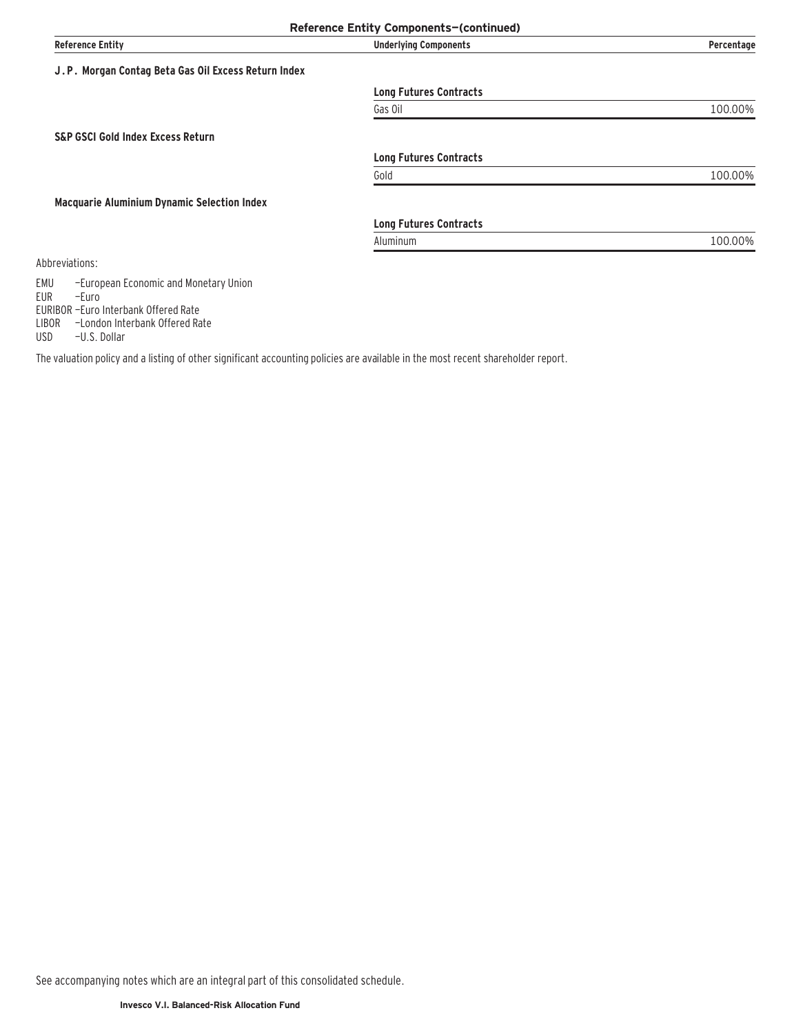**Reference Entity Components—(continued)**

| Reference Entity | Underlying Components | Percentage |
|---|---|---|
| **J.P. Morgan Contag Beta Gas Oil Excess Return Index** | | |
| | **Long Futures Contracts** | |
| | Gas Oil | 100.00% |
| **S&P GSCI Gold Index Excess Return** | | |
| | **Long Futures Contracts** | |
| | Gold | 100.00% |
| **Macquarie Aluminium Dynamic Selection Index** | | |
| | **Long Futures Contracts** | |
| | Aluminum | 100.00% |

Abbreviations:

EMU —European Economic and Monetary Union
EUR —Euro
EURIBOR —Euro Interbank Offered Rate
LIBOR —London Interbank Offered Rate
USD —U.S. Dollar

The valuation policy and a listing of other significant accounting policies are available in the most recent shareholder report.

See accompanying notes which are an integral part of this consolidated schedule.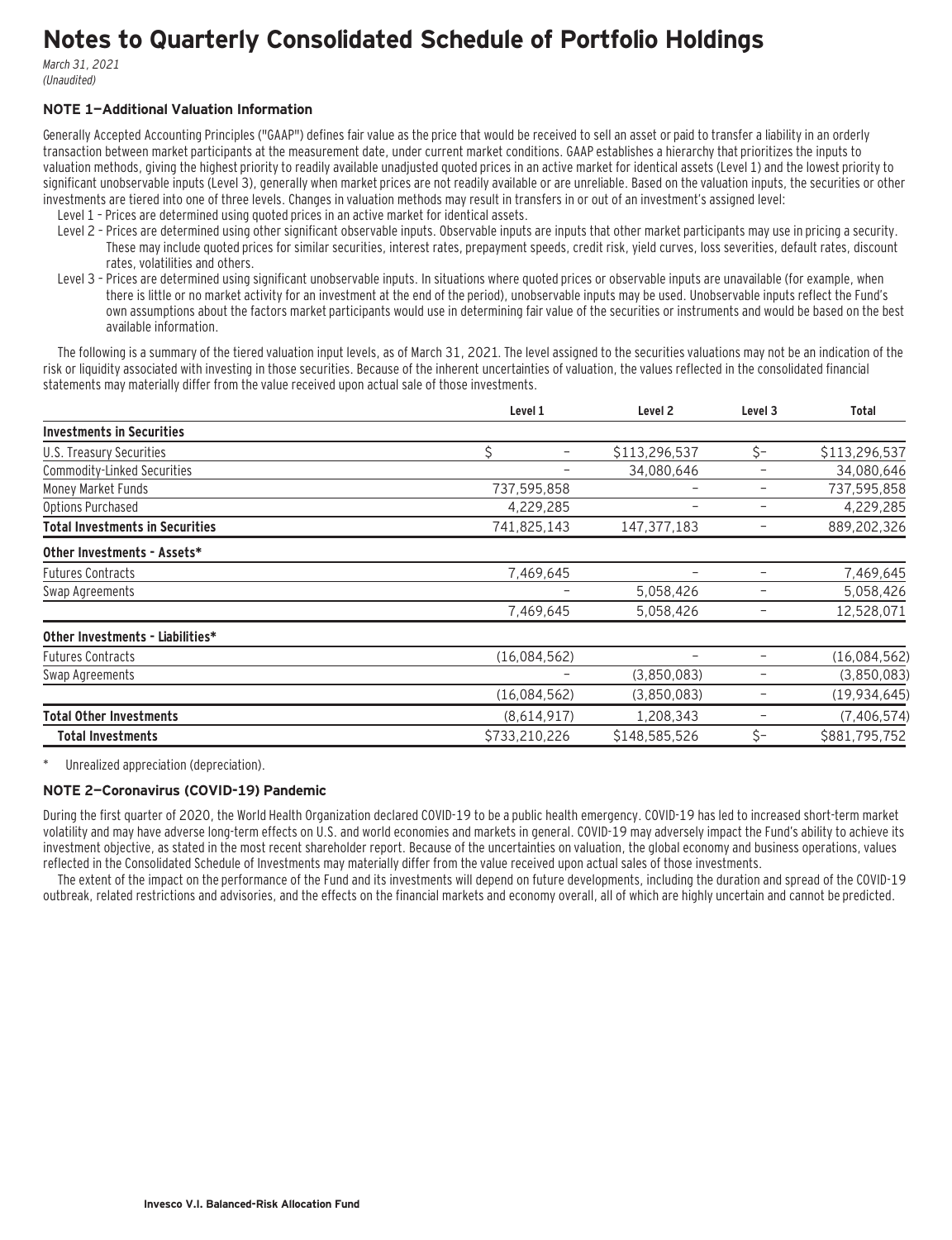# Notes to Quarterly Consolidated Schedule of Portfolio Holdings

*March 31, 2021*
*(Unaudited)*

### NOTE 1—Additional Valuation Information

Generally Accepted Accounting Principles ("GAAP") defines fair value as the price that would be received to sell an asset or paid to transfer a liability in an orderly transaction between market participants at the measurement date, under current market conditions. GAAP establishes a hierarchy that prioritizes the inputs to valuation methods, giving the highest priority to readily available unadjusted quoted prices in an active market for identical assets (Level 1) and the lowest priority to significant unobservable inputs (Level 3), generally when market prices are not readily available or are unreliable. Based on the valuation inputs, the securities or other investments are tiered into one of three levels. Changes in valuation methods may result in transfers in or out of an investment's assigned level:

Level 1 – Prices are determined using quoted prices in an active market for identical assets.

Level 2 – Prices are determined using other significant observable inputs. Observable inputs are inputs that other market participants may use in pricing a security. These may include quoted prices for similar securities, interest rates, prepayment speeds, credit risk, yield curves, loss severities, default rates, discount rates, volatilities and others.

Level 3 – Prices are determined using significant unobservable inputs. In situations where quoted prices or observable inputs are unavailable (for example, when there is little or no market activity for an investment at the end of the period), unobservable inputs may be used. Unobservable inputs reflect the Fund's own assumptions about the factors market participants would use in determining fair value of the securities or instruments and would be based on the best available information.

The following is a summary of the tiered valuation input levels, as of March 31, 2021. The level assigned to the securities valuations may not be an indication of the risk or liquidity associated with investing in those securities. Because of the inherent uncertainties of valuation, the values reflected in the consolidated financial statements may materially differ from the value received upon actual sale of those investments.

| | Level 1 | Level 2 | Level 3 | Total |
|---|---|---|---|---|
| **Investments in Securities** | | | | |
| U.S. Treasury Securities | $ – | $113,296,537 | $– | $113,296,537 |
| Commodity-Linked Securities | – | 34,080,646 | – | 34,080,646 |
| Money Market Funds | 737,595,858 | – | – | 737,595,858 |
| Options Purchased | 4,229,285 | – | – | 4,229,285 |
| **Total Investments in Securities** | 741,825,143 | 147,377,183 | – | 889,202,326 |
| **Other Investments - Assets*** | | | | |
| Futures Contracts | 7,469,645 | – | – | 7,469,645 |
| Swap Agreements | – | 5,058,426 | – | 5,058,426 |
| | 7,469,645 | 5,058,426 | – | 12,528,071 |
| **Other Investments - Liabilities*** | | | | |
| Futures Contracts | (16,084,562) | – | – | (16,084,562) |
| Swap Agreements | – | (3,850,083) | – | (3,850,083) |
| | (16,084,562) | (3,850,083) | – | (19,934,645) |
| **Total Other Investments** | (8,614,917) | 1,208,343 | – | (7,406,574) |
| **Total Investments** | $733,210,226 | $148,585,526 | $– | $881,795,752 |

\* Unrealized appreciation (depreciation).

### NOTE 2—Coronavirus (COVID-19) Pandemic

During the first quarter of 2020, the World Health Organization declared COVID-19 to be a public health emergency. COVID-19 has led to increased short-term market volatility and may have adverse long-term effects on U.S. and world economies and markets in general. COVID-19 may adversely impact the Fund's ability to achieve its investment objective, as stated in the most recent shareholder report. Because of the uncertainties on valuation, the global economy and business operations, values reflected in the Consolidated Schedule of Investments may materially differ from the value received upon actual sales of those investments.

The extent of the impact on the performance of the Fund and its investments will depend on future developments, including the duration and spread of the COVID-19 outbreak, related restrictions and advisories, and the effects on the financial markets and economy overall, all of which are highly uncertain and cannot be predicted.